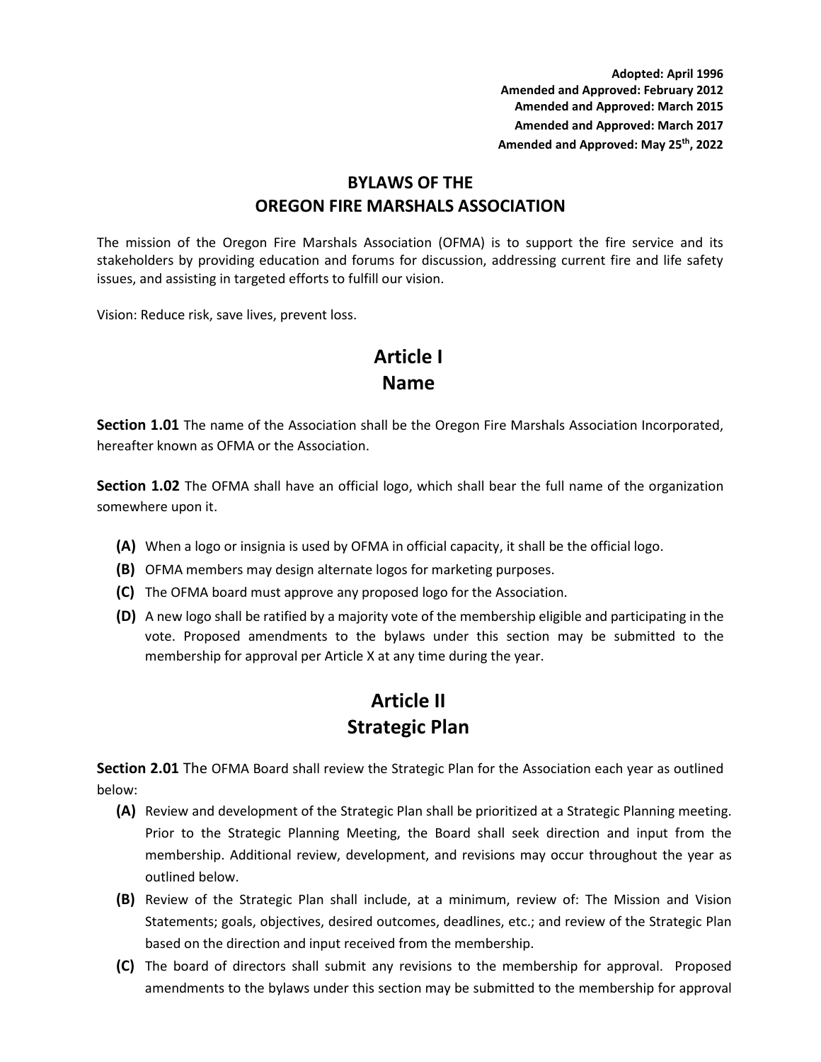**Adopted: April 1996**
**Amended and Approved: February 2012**
**Amended and Approved: March 2015**
**Amended and Approved: March 2017**
**Amended and Approved: May 25th, 2022**

# BYLAWS OF THE OREGON FIRE MARSHALS ASSOCIATION

The mission of the Oregon Fire Marshals Association (OFMA) is to support the fire service and its stakeholders by providing education and forums for discussion, addressing current fire and life safety issues, and assisting in targeted efforts to fulfill our vision.

Vision: Reduce risk, save lives, prevent loss.

## Article I Name

**Section 1.01** The name of the Association shall be the Oregon Fire Marshals Association Incorporated, hereafter known as OFMA or the Association.

**Section 1.02** The OFMA shall have an official logo, which shall bear the full name of the organization somewhere upon it.

- **(A)** When a logo or insignia is used by OFMA in official capacity, it shall be the official logo.
- **(B)** OFMA members may design alternate logos for marketing purposes.
- **(C)** The OFMA board must approve any proposed logo for the Association.
- **(D)** A new logo shall be ratified by a majority vote of the membership eligible and participating in the vote. Proposed amendments to the bylaws under this section may be submitted to the membership for approval per Article X at any time during the year.

## Article II Strategic Plan

**Section 2.01** The OFMA Board shall review the Strategic Plan for the Association each year as outlined below:

- **(A)** Review and development of the Strategic Plan shall be prioritized at a Strategic Planning meeting. Prior to the Strategic Planning Meeting, the Board shall seek direction and input from the membership. Additional review, development, and revisions may occur throughout the year as outlined below.
- **(B)** Review of the Strategic Plan shall include, at a minimum, review of: The Mission and Vision Statements; goals, objectives, desired outcomes, deadlines, etc.; and review of the Strategic Plan based on the direction and input received from the membership.
- **(C)** The board of directors shall submit any revisions to the membership for approval. Proposed amendments to the bylaws under this section may be submitted to the membership for approval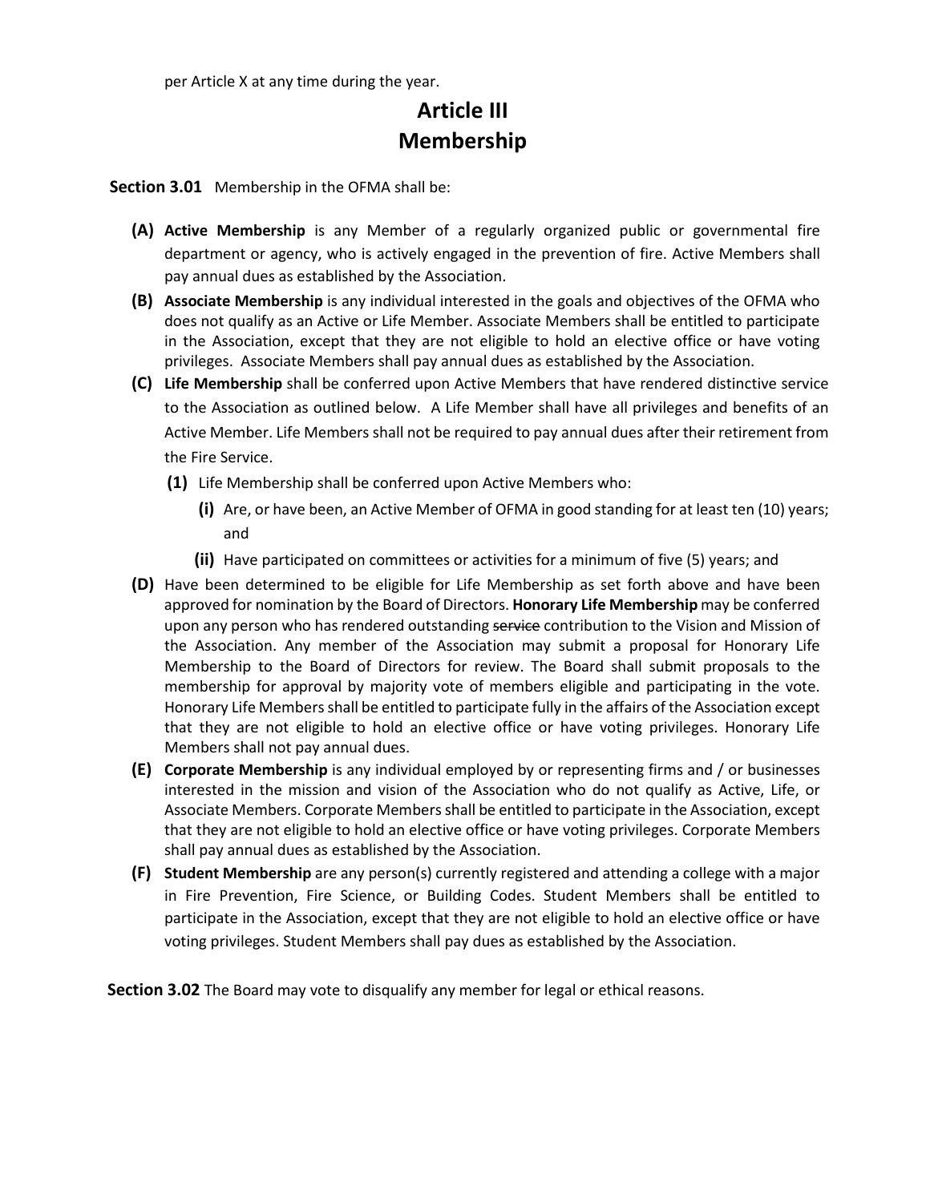per Article X at any time during the year.

# Article III
# Membership

**Section 3.01** Membership in the OFMA shall be:

**(A)** **Active Membership** is any Member of a regularly organized public or governmental fire department or agency, who is actively engaged in the prevention of fire. Active Members shall pay annual dues as established by the Association.

**(B)** **Associate Membership** is any individual interested in the goals and objectives of the OFMA who does not qualify as an Active or Life Member. Associate Members shall be entitled to participate in the Association, except that they are not eligible to hold an elective office or have voting privileges. Associate Members shall pay annual dues as established by the Association.

**(C)** **Life Membership** shall be conferred upon Active Members that have rendered distinctive service to the Association as outlined below. A Life Member shall have all privileges and benefits of an Active Member. Life Members shall not be required to pay annual dues after their retirement from the Fire Service.

**(1)** Life Membership shall be conferred upon Active Members who:

**(i)** Are, or have been, an Active Member of OFMA in good standing for at least ten (10) years; and

**(ii)** Have participated on committees or activities for a minimum of five (5) years; and

**(D)** Have been determined to be eligible for Life Membership as set forth above and have been approved for nomination by the Board of Directors. **Honorary Life Membership** may be conferred upon any person who has rendered outstanding ~~service~~ contribution to the Vision and Mission of the Association. Any member of the Association may submit a proposal for Honorary Life Membership to the Board of Directors for review. The Board shall submit proposals to the membership for approval by majority vote of members eligible and participating in the vote. Honorary Life Members shall be entitled to participate fully in the affairs of the Association except that they are not eligible to hold an elective office or have voting privileges. Honorary Life Members shall not pay annual dues.

**(E)** **Corporate Membership** is any individual employed by or representing firms and / or businesses interested in the mission and vision of the Association who do not qualify as Active, Life, or Associate Members. Corporate Members shall be entitled to participate in the Association, except that they are not eligible to hold an elective office or have voting privileges. Corporate Members shall pay annual dues as established by the Association.

**(F)** **Student Membership** are any person(s) currently registered and attending a college with a major in Fire Prevention, Fire Science, or Building Codes. Student Members shall be entitled to participate in the Association, except that they are not eligible to hold an elective office or have voting privileges. Student Members shall pay dues as established by the Association.

**Section 3.02** The Board may vote to disqualify any member for legal or ethical reasons.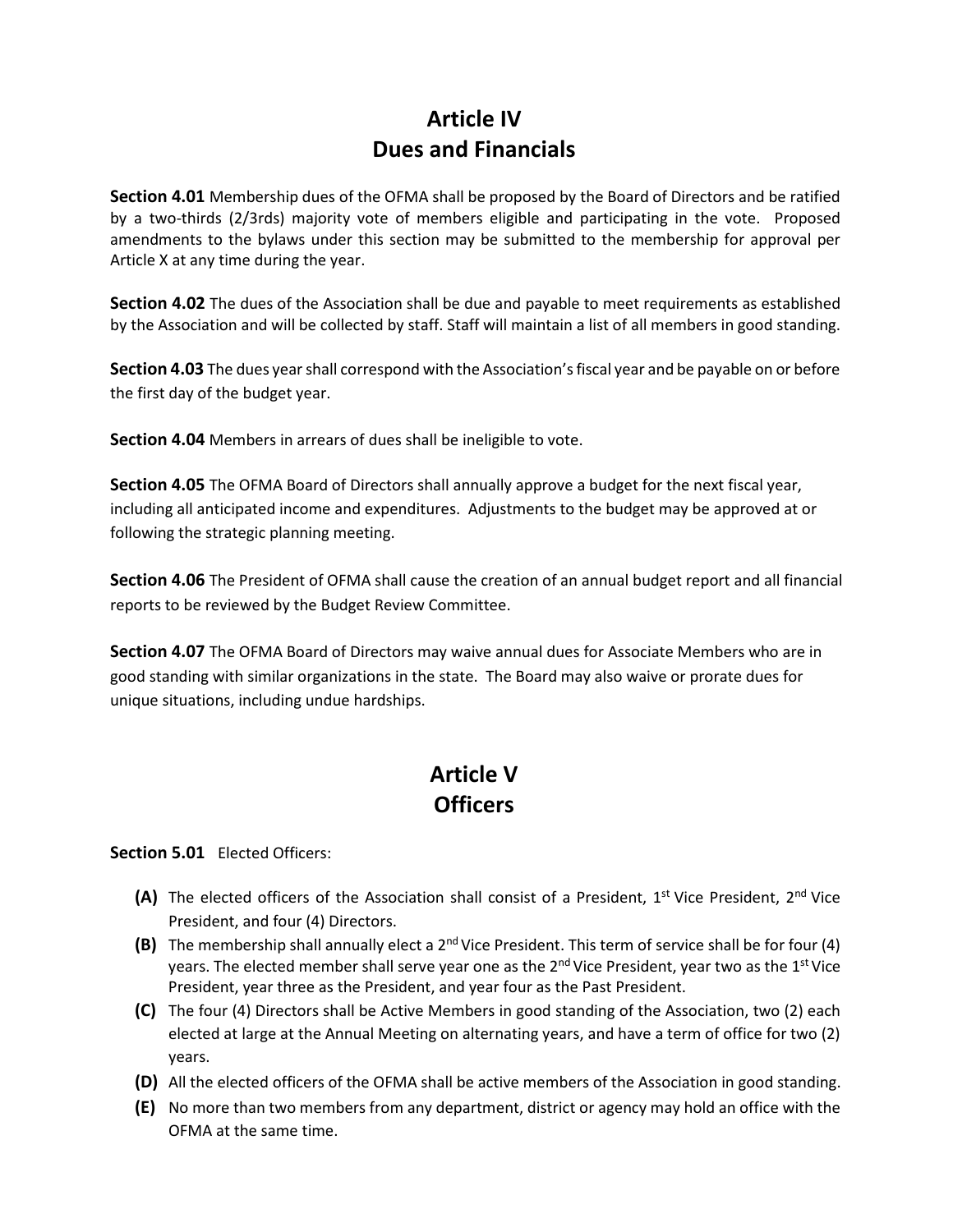# Article IV
# Dues and Financials

**Section 4.01** Membership dues of the OFMA shall be proposed by the Board of Directors and be ratified by a two-thirds (2/3rds) majority vote of members eligible and participating in the vote. Proposed amendments to the bylaws under this section may be submitted to the membership for approval per Article X at any time during the year.

**Section 4.02** The dues of the Association shall be due and payable to meet requirements as established by the Association and will be collected by staff. Staff will maintain a list of all members in good standing.

**Section 4.03** The dues year shall correspond with the Association's fiscal year and be payable on or before the first day of the budget year.

**Section 4.04** Members in arrears of dues shall be ineligible to vote.

**Section 4.05** The OFMA Board of Directors shall annually approve a budget for the next fiscal year, including all anticipated income and expenditures. Adjustments to the budget may be approved at or following the strategic planning meeting.

**Section 4.06** The President of OFMA shall cause the creation of an annual budget report and all financial reports to be reviewed by the Budget Review Committee.

**Section 4.07** The OFMA Board of Directors may waive annual dues for Associate Members who are in good standing with similar organizations in the state. The Board may also waive or prorate dues for unique situations, including undue hardships.

# Article V
# Officers

**Section 5.01** Elected Officers:

- **(A)** The elected officers of the Association shall consist of a President, 1st Vice President, 2nd Vice President, and four (4) Directors.
- **(B)** The membership shall annually elect a 2nd Vice President. This term of service shall be for four (4) years. The elected member shall serve year one as the 2nd Vice President, year two as the 1st Vice President, year three as the President, and year four as the Past President.
- **(C)** The four (4) Directors shall be Active Members in good standing of the Association, two (2) each elected at large at the Annual Meeting on alternating years, and have a term of office for two (2) years.
- **(D)** All the elected officers of the OFMA shall be active members of the Association in good standing.
- **(E)** No more than two members from any department, district or agency may hold an office with the OFMA at the same time.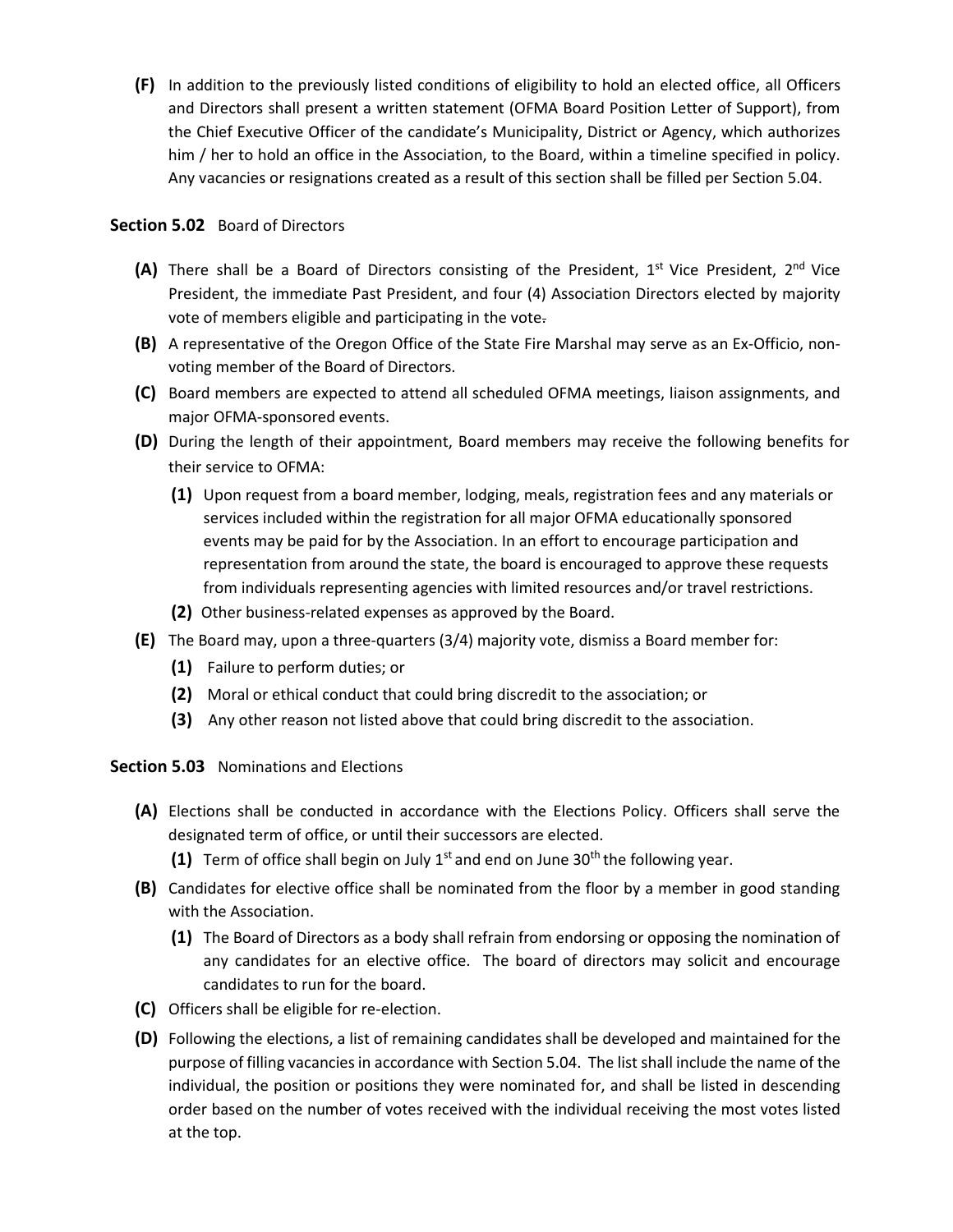**(F)** In addition to the previously listed conditions of eligibility to hold an elected office, all Officers and Directors shall present a written statement (OFMA Board Position Letter of Support), from the Chief Executive Officer of the candidate's Municipality, District or Agency, which authorizes him / her to hold an office in the Association, to the Board, within a timeline specified in policy. Any vacancies or resignations created as a result of this section shall be filled per Section 5.04.

**Section 5.02** Board of Directors

**(A)** There shall be a Board of Directors consisting of the President, 1st Vice President, 2nd Vice President, the immediate Past President, and four (4) Association Directors elected by majority vote of members eligible and participating in the vote.

**(B)** A representative of the Oregon Office of the State Fire Marshal may serve as an Ex-Officio, non-voting member of the Board of Directors.

**(C)** Board members are expected to attend all scheduled OFMA meetings, liaison assignments, and major OFMA-sponsored events.

**(D)** During the length of their appointment, Board members may receive the following benefits for their service to OFMA:

- **(1)** Upon request from a board member, lodging, meals, registration fees and any materials or services included within the registration for all major OFMA educationally sponsored events may be paid for by the Association. In an effort to encourage participation and representation from around the state, the board is encouraged to approve these requests from individuals representing agencies with limited resources and/or travel restrictions.
- **(2)** Other business-related expenses as approved by the Board.

**(E)** The Board may, upon a three-quarters (3/4) majority vote, dismiss a Board member for:

- **(1)** Failure to perform duties; or
- **(2)** Moral or ethical conduct that could bring discredit to the association; or
- **(3)** Any other reason not listed above that could bring discredit to the association.

**Section 5.03** Nominations and Elections

**(A)** Elections shall be conducted in accordance with the Elections Policy. Officers shall serve the designated term of office, or until their successors are elected.

- **(1)** Term of office shall begin on July 1st and end on June 30th the following year.

**(B)** Candidates for elective office shall be nominated from the floor by a member in good standing with the Association.

- **(1)** The Board of Directors as a body shall refrain from endorsing or opposing the nomination of any candidates for an elective office. The board of directors may solicit and encourage candidates to run for the board.

**(C)** Officers shall be eligible for re-election.

**(D)** Following the elections, a list of remaining candidates shall be developed and maintained for the purpose of filling vacancies in accordance with Section 5.04. The list shall include the name of the individual, the position or positions they were nominated for, and shall be listed in descending order based on the number of votes received with the individual receiving the most votes listed at the top.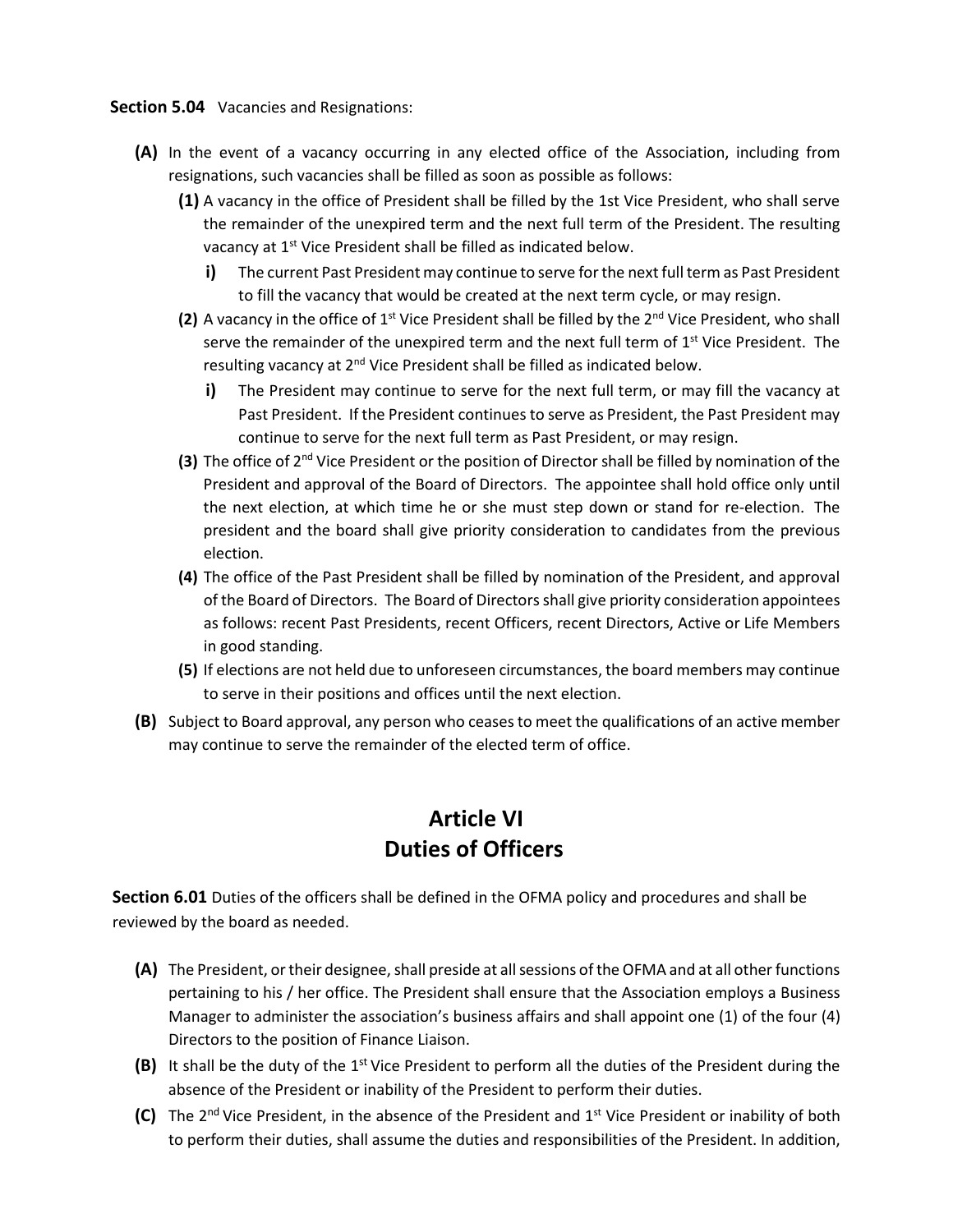**Section 5.04** Vacancies and Resignations:

- **(A)** In the event of a vacancy occurring in any elected office of the Association, including from resignations, such vacancies shall be filled as soon as possible as follows:
  - **(1)** A vacancy in the office of President shall be filled by the 1st Vice President, who shall serve the remainder of the unexpired term and the next full term of the President. The resulting vacancy at 1st Vice President shall be filled as indicated below.
    - **i)** The current Past President may continue to serve for the next full term as Past President to fill the vacancy that would be created at the next term cycle, or may resign.
  - **(2)** A vacancy in the office of 1st Vice President shall be filled by the 2nd Vice President, who shall serve the remainder of the unexpired term and the next full term of 1st Vice President. The resulting vacancy at 2nd Vice President shall be filled as indicated below.
    - **i)** The President may continue to serve for the next full term, or may fill the vacancy at Past President. If the President continues to serve as President, the Past President may continue to serve for the next full term as Past President, or may resign.
  - **(3)** The office of 2nd Vice President or the position of Director shall be filled by nomination of the President and approval of the Board of Directors. The appointee shall hold office only until the next election, at which time he or she must step down or stand for re-election. The president and the board shall give priority consideration to candidates from the previous election.
  - **(4)** The office of the Past President shall be filled by nomination of the President, and approval of the Board of Directors. The Board of Directors shall give priority consideration appointees as follows: recent Past Presidents, recent Officers, recent Directors, Active or Life Members in good standing.
  - **(5)** If elections are not held due to unforeseen circumstances, the board members may continue to serve in their positions and offices until the next election.
- **(B)** Subject to Board approval, any person who ceases to meet the qualifications of an active member may continue to serve the remainder of the elected term of office.

# Article VI
# Duties of Officers

**Section 6.01** Duties of the officers shall be defined in the OFMA policy and procedures and shall be reviewed by the board as needed.

- **(A)** The President, or their designee, shall preside at all sessions of the OFMA and at all other functions pertaining to his / her office. The President shall ensure that the Association employs a Business Manager to administer the association's business affairs and shall appoint one (1) of the four (4) Directors to the position of Finance Liaison.
- **(B)** It shall be the duty of the 1st Vice President to perform all the duties of the President during the absence of the President or inability of the President to perform their duties.
- **(C)** The 2nd Vice President, in the absence of the President and 1st Vice President or inability of both to perform their duties, shall assume the duties and responsibilities of the President. In addition,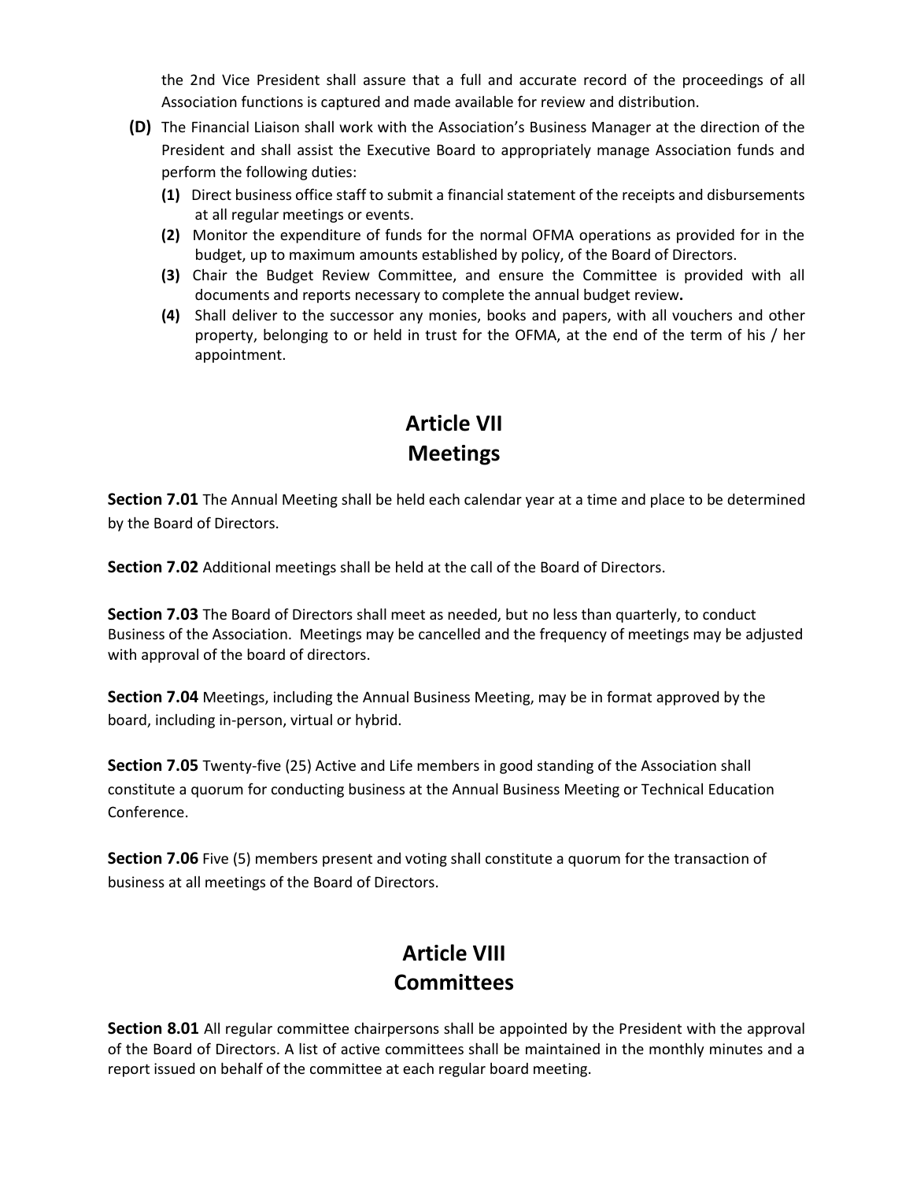the 2nd Vice President shall assure that a full and accurate record of the proceedings of all Association functions is captured and made available for review and distribution.

**(D)** The Financial Liaison shall work with the Association's Business Manager at the direction of the President and shall assist the Executive Board to appropriately manage Association funds and perform the following duties:

**(1)** Direct business office staff to submit a financial statement of the receipts and disbursements at all regular meetings or events.

**(2)** Monitor the expenditure of funds for the normal OFMA operations as provided for in the budget, up to maximum amounts established by policy, of the Board of Directors.

**(3)** Chair the Budget Review Committee, and ensure the Committee is provided with all documents and reports necessary to complete the annual budget review**.**

**(4)** Shall deliver to the successor any monies, books and papers, with all vouchers and other property, belonging to or held in trust for the OFMA, at the end of the term of his / her appointment.

# Article VII
# Meetings

**Section 7.01** The Annual Meeting shall be held each calendar year at a time and place to be determined by the Board of Directors.

**Section 7.02** Additional meetings shall be held at the call of the Board of Directors.

**Section 7.03** The Board of Directors shall meet as needed, but no less than quarterly, to conduct Business of the Association. Meetings may be cancelled and the frequency of meetings may be adjusted with approval of the board of directors.

**Section 7.04** Meetings, including the Annual Business Meeting, may be in format approved by the board, including in-person, virtual or hybrid.

**Section 7.05** Twenty-five (25) Active and Life members in good standing of the Association shall constitute a quorum for conducting business at the Annual Business Meeting or Technical Education Conference.

**Section 7.06** Five (5) members present and voting shall constitute a quorum for the transaction of business at all meetings of the Board of Directors.

# Article VIII
# Committees

**Section 8.01** All regular committee chairpersons shall be appointed by the President with the approval of the Board of Directors. A list of active committees shall be maintained in the monthly minutes and a report issued on behalf of the committee at each regular board meeting.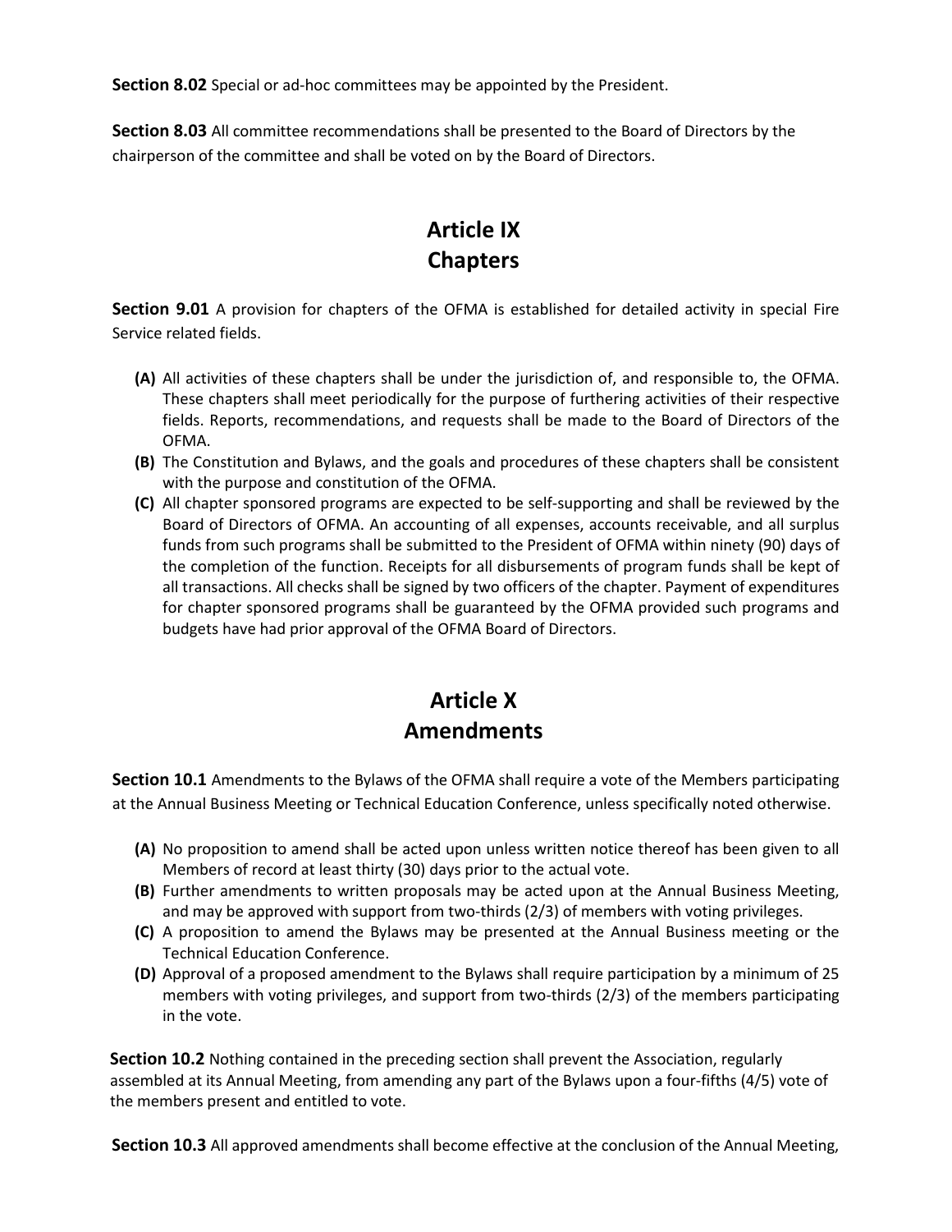**Section 8.02** Special or ad-hoc committees may be appointed by the President.

**Section 8.03** All committee recommendations shall be presented to the Board of Directors by the chairperson of the committee and shall be voted on by the Board of Directors.

## Article IX
## Chapters

**Section 9.01** A provision for chapters of the OFMA is established for detailed activity in special Fire Service related fields.

- **(A)** All activities of these chapters shall be under the jurisdiction of, and responsible to, the OFMA. These chapters shall meet periodically for the purpose of furthering activities of their respective fields. Reports, recommendations, and requests shall be made to the Board of Directors of the OFMA.
- **(B)** The Constitution and Bylaws, and the goals and procedures of these chapters shall be consistent with the purpose and constitution of the OFMA.
- **(C)** All chapter sponsored programs are expected to be self-supporting and shall be reviewed by the Board of Directors of OFMA. An accounting of all expenses, accounts receivable, and all surplus funds from such programs shall be submitted to the President of OFMA within ninety (90) days of the completion of the function. Receipts for all disbursements of program funds shall be kept of all transactions. All checks shall be signed by two officers of the chapter. Payment of expenditures for chapter sponsored programs shall be guaranteed by the OFMA provided such programs and budgets have had prior approval of the OFMA Board of Directors.

## Article X
## Amendments

**Section 10.1** Amendments to the Bylaws of the OFMA shall require a vote of the Members participating at the Annual Business Meeting or Technical Education Conference, unless specifically noted otherwise.

- **(A)** No proposition to amend shall be acted upon unless written notice thereof has been given to all Members of record at least thirty (30) days prior to the actual vote.
- **(B)** Further amendments to written proposals may be acted upon at the Annual Business Meeting, and may be approved with support from two-thirds (2/3) of members with voting privileges.
- **(C)** A proposition to amend the Bylaws may be presented at the Annual Business meeting or the Technical Education Conference.
- **(D)** Approval of a proposed amendment to the Bylaws shall require participation by a minimum of 25 members with voting privileges, and support from two-thirds (2/3) of the members participating in the vote.

**Section 10.2** Nothing contained in the preceding section shall prevent the Association, regularly assembled at its Annual Meeting, from amending any part of the Bylaws upon a four-fifths (4/5) vote of the members present and entitled to vote.

**Section 10.3** All approved amendments shall become effective at the conclusion of the Annual Meeting,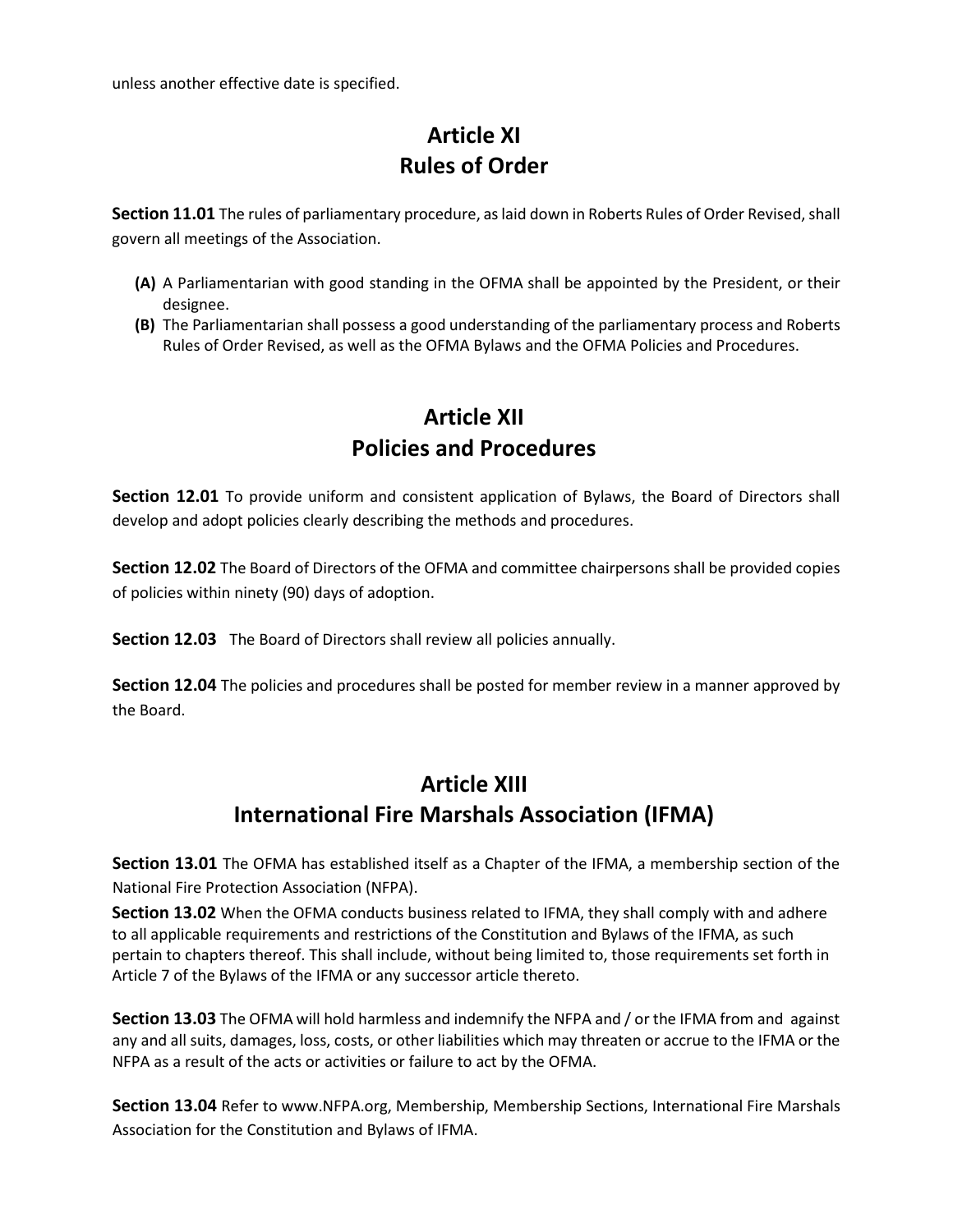unless another effective date is specified.

# Article XI
# Rules of Order

**Section 11.01** The rules of parliamentary procedure, as laid down in Roberts Rules of Order Revised, shall govern all meetings of the Association.

- **(A)** A Parliamentarian with good standing in the OFMA shall be appointed by the President, or their designee.
- **(B)** The Parliamentarian shall possess a good understanding of the parliamentary process and Roberts Rules of Order Revised, as well as the OFMA Bylaws and the OFMA Policies and Procedures.

# Article XII
# Policies and Procedures

**Section 12.01** To provide uniform and consistent application of Bylaws, the Board of Directors shall develop and adopt policies clearly describing the methods and procedures.

**Section 12.02** The Board of Directors of the OFMA and committee chairpersons shall be provided copies of policies within ninety (90) days of adoption.

**Section 12.03** The Board of Directors shall review all policies annually.

**Section 12.04** The policies and procedures shall be posted for member review in a manner approved by the Board.

# Article XIII
# International Fire Marshals Association (IFMA)

**Section 13.01** The OFMA has established itself as a Chapter of the IFMA, a membership section of the National Fire Protection Association (NFPA).

**Section 13.02** When the OFMA conducts business related to IFMA, they shall comply with and adhere to all applicable requirements and restrictions of the Constitution and Bylaws of the IFMA, as such pertain to chapters thereof. This shall include, without being limited to, those requirements set forth in Article 7 of the Bylaws of the IFMA or any successor article thereto.

**Section 13.03** The OFMA will hold harmless and indemnify the NFPA and / or the IFMA from and against any and all suits, damages, loss, costs, or other liabilities which may threaten or accrue to the IFMA or the NFPA as a result of the acts or activities or failure to act by the OFMA.

**Section 13.04** Refer to www.NFPA.org, Membership, Membership Sections, International Fire Marshals Association for the Constitution and Bylaws of IFMA.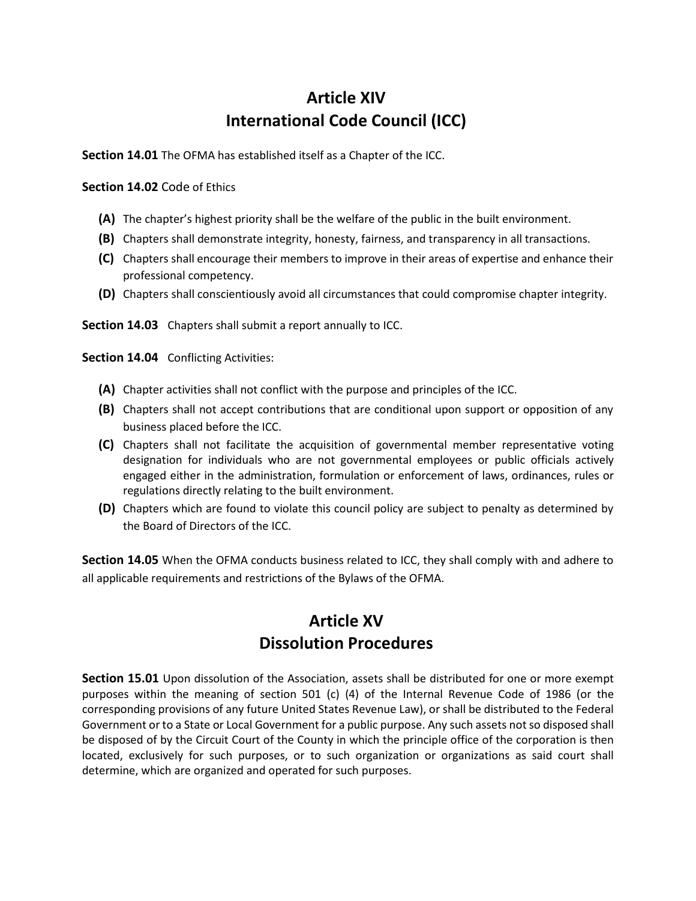# Article XIV
# International Code Council (ICC)

**Section 14.01** The OFMA has established itself as a Chapter of the ICC.

**Section 14.02** Code of Ethics

- **(A)** The chapter's highest priority shall be the welfare of the public in the built environment.
- **(B)** Chapters shall demonstrate integrity, honesty, fairness, and transparency in all transactions.
- **(C)** Chapters shall encourage their members to improve in their areas of expertise and enhance their professional competency.
- **(D)** Chapters shall conscientiously avoid all circumstances that could compromise chapter integrity.

**Section 14.03** Chapters shall submit a report annually to ICC.

**Section 14.04** Conflicting Activities:

- **(A)** Chapter activities shall not conflict with the purpose and principles of the ICC.
- **(B)** Chapters shall not accept contributions that are conditional upon support or opposition of any business placed before the ICC.
- **(C)** Chapters shall not facilitate the acquisition of governmental member representative voting designation for individuals who are not governmental employees or public officials actively engaged either in the administration, formulation or enforcement of laws, ordinances, rules or regulations directly relating to the built environment.
- **(D)** Chapters which are found to violate this council policy are subject to penalty as determined by the Board of Directors of the ICC.

**Section 14.05** When the OFMA conducts business related to ICC, they shall comply with and adhere to all applicable requirements and restrictions of the Bylaws of the OFMA.

# Article XV
# Dissolution Procedures

**Section 15.01** Upon dissolution of the Association, assets shall be distributed for one or more exempt purposes within the meaning of section 501 (c) (4) of the Internal Revenue Code of 1986 (or the corresponding provisions of any future United States Revenue Law), or shall be distributed to the Federal Government or to a State or Local Government for a public purpose. Any such assets not so disposed shall be disposed of by the Circuit Court of the County in which the principle office of the corporation is then located, exclusively for such purposes, or to such organization or organizations as said court shall determine, which are organized and operated for such purposes.